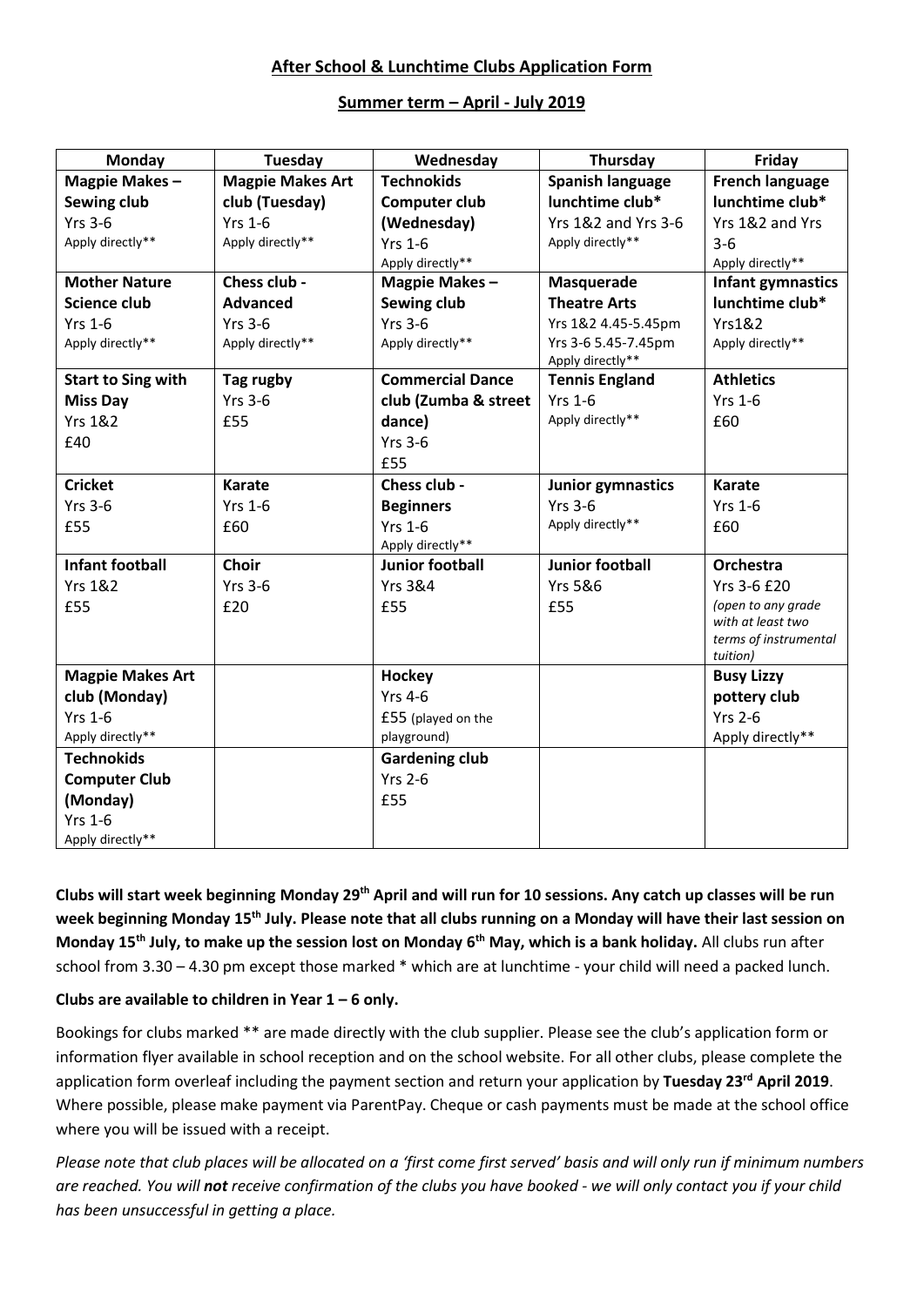## After School & Lunchtime Clubs Application Form

## Summer term – April - July 2019

| Monday | Tuesday | Wednesday | Thursday | Friday |
|---|---|---|---|---|
| **Magpie Makes – Sewing club** Yrs 3-6 Apply directly** | **Magpie Makes Art club (Tuesday)** Yrs 1-6 Apply directly** | **Technokids Computer club (Wednesday)** Yrs 1-6 Apply directly** | **Spanish language lunchtime club*** Yrs 1&2 and Yrs 3-6 Apply directly** | **French language lunchtime club*** Yrs 1&2 and Yrs 3-6 Apply directly** |
| **Mother Nature Science club** Yrs 1-6 Apply directly** | **Chess club - Advanced** Yrs 3-6 Apply directly** | **Magpie Makes – Sewing club** Yrs 3-6 Apply directly** | **Masquerade Theatre Arts** Yrs 1&2 4.45-5.45pm Yrs 3-6 5.45-7.45pm Apply directly** | **Infant gymnastics lunchtime club*** Yrs1&2 Apply directly** |
| **Start to Sing with Miss Day** Yrs 1&2 £40 | **Tag rugby** Yrs 3-6 £55 | **Commercial Dance club (Zumba & street dance)** Yrs 3-6 £55 | **Tennis England** Yrs 1-6 Apply directly** | **Athletics** Yrs 1-6 £60 |
| **Cricket** Yrs 3-6 £55 | **Karate** Yrs 1-6 £60 | **Chess club - Beginners** Yrs 1-6 Apply directly** | **Junior gymnastics** Yrs 3-6 Apply directly** | **Karate** Yrs 1-6 £60 |
| **Infant football** Yrs 1&2 £55 | **Choir** Yrs 3-6 £20 | **Junior football** Yrs 3&4 £55 | **Junior football** Yrs 5&6 £55 | **Orchestra** Yrs 3-6 £20 *(open to any grade with at least two terms of instrumental tuition)* |
| **Magpie Makes Art club (Monday)** Yrs 1-6 Apply directly** | | **Hockey** Yrs 4-6 £55 (played on the playground) | | **Busy Lizzy pottery club** Yrs 2-6 Apply directly** |
| **Technokids Computer Club (Monday)** Yrs 1-6 Apply directly** | | **Gardening club** Yrs 2-6 £55 | | |

**Clubs will start week beginning Monday 29th April and will run for 10 sessions. Any catch up classes will be run week beginning Monday 15th July. Please note that all clubs running on a Monday will have their last session on Monday 15th July, to make up the session lost on Monday 6th May, which is a bank holiday.** All clubs run after school from 3.30 – 4.30 pm except those marked * which are at lunchtime - your child will need a packed lunch.

**Clubs are available to children in Year 1 – 6 only.**

Bookings for clubs marked ** are made directly with the club supplier. Please see the club's application form or information flyer available in school reception and on the school website. For all other clubs, please complete the application form overleaf including the payment section and return your application by **Tuesday 23rd April 2019**. Where possible, please make payment via ParentPay. Cheque or cash payments must be made at the school office where you will be issued with a receipt.

*Please note that club places will be allocated on a 'first come first served' basis and will only run if minimum numbers are reached. You will **not** receive confirmation of the clubs you have booked - we will only contact you if your child has been unsuccessful in getting a place.*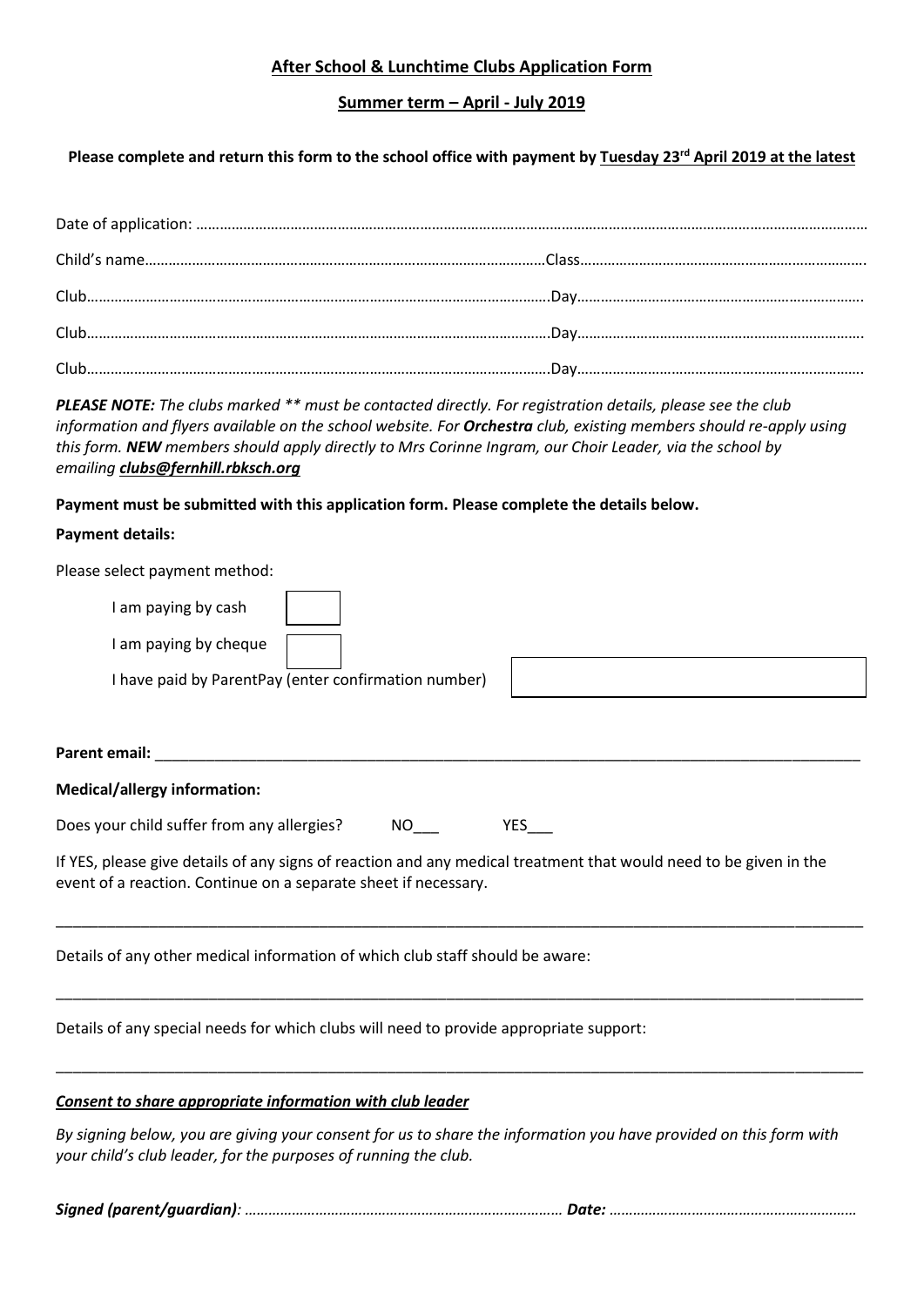**After School & Lunchtime Clubs Application Form**

**Summer term – April - July 2019**

**Please complete and return this form to the school office with payment by Tuesday 23rd April 2019 at the latest**

Date of application: ……………………………………………………………………………………………………………………………………………

Child's name……………………………………………………………………………………Class…………………………………………………………

Club……………………………………………………………………………………………………Day………………………………………………………

Club……………………………………………………………………………………………………Day………………………………………………………

Club……………………………………………………………………………………………………Day………………………………………………………

***PLEASE NOTE:*** *The clubs marked \*\* must be contacted directly. For registration details, please see the club information and flyers available on the school website. For* ***Orchestra*** *club, existing members should re-apply using this form.* ***NEW*** *members should apply directly to Mrs Corinne Ingram, our Choir Leader, via the school by emailing* ***clubs@fernhill.rbksch.org***

**Payment must be submitted with this application form. Please complete the details below.**

**Payment details:**

Please select payment method:

I am paying by cash ☐

I am paying by cheque ☐

I have paid by ParentPay (enter confirmation number) ____________________

**Parent email:** ______________________________________________________________________________

**Medical/allergy information:**

Does your child suffer from any allergies? NO___ YES___

If YES, please give details of any signs of reaction and any medical treatment that would need to be given in the event of a reaction. Continue on a separate sheet if necessary.

______________________________________________________________________________________________

Details of any other medical information of which club staff should be aware:

______________________________________________________________________________________________

Details of any special needs for which clubs will need to provide appropriate support:

______________________________________________________________________________________________

***Consent to share appropriate information with club leader***

*By signing below, you are giving your consent for us to share the information you have provided on this form with your child's club leader, for the purposes of running the club.*

***Signed (parent/guardian):*** ……………………………………………………………………… ***Date:*** ……………………………………………………